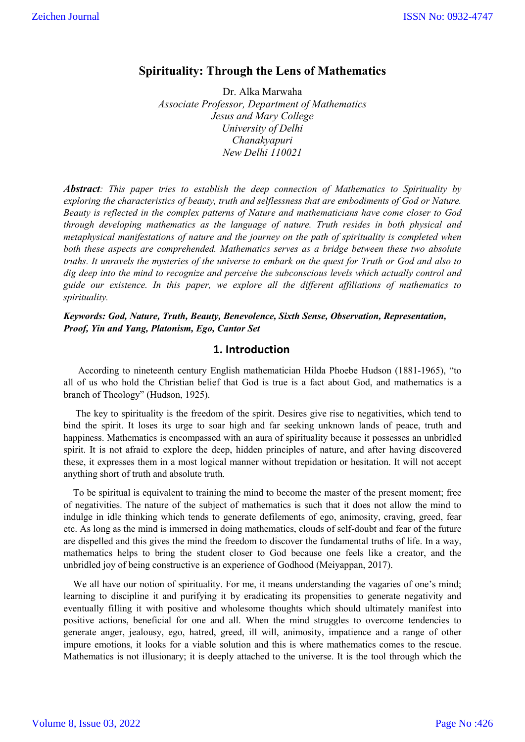# Spirituality: Through the Lens of Mathematics

Dr. Alka Marwaha

*Associate Professor, Department of Mathematics*
*Jesus and Mary College*
*University of Delhi*
*Chanakyapuri*
*New Delhi 110021*

***Abstract**: This paper tries to establish the deep connection of Mathematics to Spirituality by exploring the characteristics of beauty, truth and selflessness that are embodiments of God or Nature. Beauty is reflected in the complex patterns of Nature and mathematicians have come closer to God through developing mathematics as the language of nature. Truth resides in both physical and metaphysical manifestations of nature and the journey on the path of spirituality is completed when both these aspects are comprehended. Mathematics serves as a bridge between these two absolute truths. It unravels the mysteries of the universe to embark on the quest for Truth or God and also to dig deep into the mind to recognize and perceive the subconscious levels which actually control and guide our existence. In this paper, we explore all the different affiliations of mathematics to spirituality.*

***Keywords: God, Nature, Truth, Beauty, Benevolence, Sixth Sense, Observation, Representation, Proof, Yin and Yang, Platonism, Ego, Cantor Set***

## 1. Introduction

According to nineteenth century English mathematician Hilda Phoebe Hudson (1881-1965), "to all of us who hold the Christian belief that God is true is a fact about God, and mathematics is a branch of Theology" (Hudson, 1925).

The key to spirituality is the freedom of the spirit. Desires give rise to negativities, which tend to bind the spirit. It loses its urge to soar high and far seeking unknown lands of peace, truth and happiness. Mathematics is encompassed with an aura of spirituality because it possesses an unbridled spirit. It is not afraid to explore the deep, hidden principles of nature, and after having discovered these, it expresses them in a most logical manner without trepidation or hesitation. It will not accept anything short of truth and absolute truth.

To be spiritual is equivalent to training the mind to become the master of the present moment; free of negativities. The nature of the subject of mathematics is such that it does not allow the mind to indulge in idle thinking which tends to generate defilements of ego, animosity, craving, greed, fear etc. As long as the mind is immersed in doing mathematics, clouds of self-doubt and fear of the future are dispelled and this gives the mind the freedom to discover the fundamental truths of life. In a way, mathematics helps to bring the student closer to God because one feels like a creator, and the unbridled joy of being constructive is an experience of Godhood (Meiyappan, 2017).

We all have our notion of spirituality. For me, it means understanding the vagaries of one's mind; learning to discipline it and purifying it by eradicating its propensities to generate negativity and eventually filling it with positive and wholesome thoughts which should ultimately manifest into positive actions, beneficial for one and all. When the mind struggles to overcome tendencies to generate anger, jealousy, ego, hatred, greed, ill will, animosity, impatience and a range of other impure emotions, it looks for a viable solution and this is where mathematics comes to the rescue. Mathematics is not illusionary; it is deeply attached to the universe. It is the tool through which the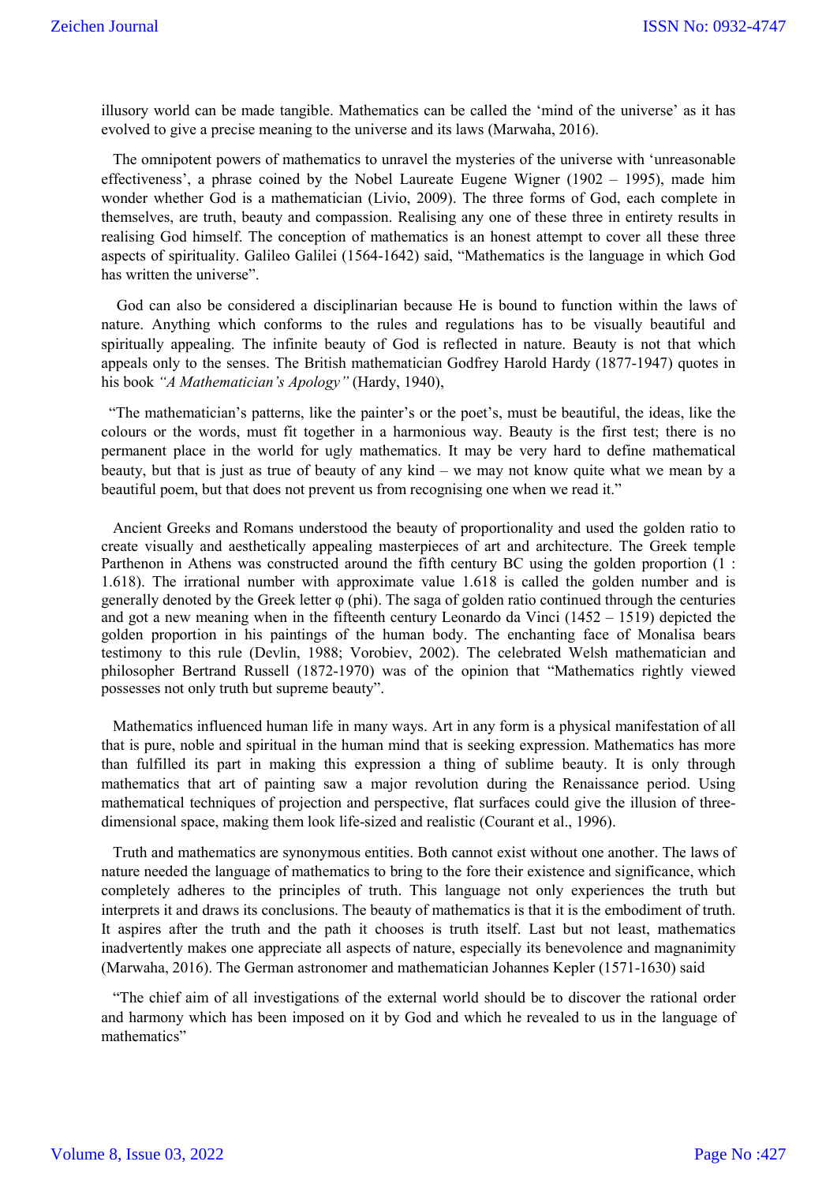illusory world can be made tangible. Mathematics can be called the 'mind of the universe' as it has evolved to give a precise meaning to the universe and its laws (Marwaha, 2016).

The omnipotent powers of mathematics to unravel the mysteries of the universe with 'unreasonable effectiveness', a phrase coined by the Nobel Laureate Eugene Wigner (1902 – 1995), made him wonder whether God is a mathematician (Livio, 2009). The three forms of God, each complete in themselves, are truth, beauty and compassion. Realising any one of these three in entirety results in realising God himself. The conception of mathematics is an honest attempt to cover all these three aspects of spirituality. Galileo Galilei (1564-1642) said, "Mathematics is the language in which God has written the universe".

God can also be considered a disciplinarian because He is bound to function within the laws of nature. Anything which conforms to the rules and regulations has to be visually beautiful and spiritually appealing. The infinite beauty of God is reflected in nature. Beauty is not that which appeals only to the senses. The British mathematician Godfrey Harold Hardy (1877-1947) quotes in his book *"A Mathematician's Apology"* (Hardy, 1940),

"The mathematician's patterns, like the painter's or the poet's, must be beautiful, the ideas, like the colours or the words, must fit together in a harmonious way. Beauty is the first test; there is no permanent place in the world for ugly mathematics. It may be very hard to define mathematical beauty, but that is just as true of beauty of any kind – we may not know quite what we mean by a beautiful poem, but that does not prevent us from recognising one when we read it."

Ancient Greeks and Romans understood the beauty of proportionality and used the golden ratio to create visually and aesthetically appealing masterpieces of art and architecture. The Greek temple Parthenon in Athens was constructed around the fifth century BC using the golden proportion (1 : 1.618). The irrational number with approximate value 1.618 is called the golden number and is generally denoted by the Greek letter $\varphi$ (phi). The saga of golden ratio continued through the centuries and got a new meaning when in the fifteenth century Leonardo da Vinci (1452 – 1519) depicted the golden proportion in his paintings of the human body. The enchanting face of Monalisa bears testimony to this rule (Devlin, 1988; Vorobiev, 2002). The celebrated Welsh mathematician and philosopher Bertrand Russell (1872-1970) was of the opinion that "Mathematics rightly viewed possesses not only truth but supreme beauty".

Mathematics influenced human life in many ways. Art in any form is a physical manifestation of all that is pure, noble and spiritual in the human mind that is seeking expression. Mathematics has more than fulfilled its part in making this expression a thing of sublime beauty. It is only through mathematics that art of painting saw a major revolution during the Renaissance period. Using mathematical techniques of projection and perspective, flat surfaces could give the illusion of three-dimensional space, making them look life-sized and realistic (Courant et al., 1996).

Truth and mathematics are synonymous entities. Both cannot exist without one another. The laws of nature needed the language of mathematics to bring to the fore their existence and significance, which completely adheres to the principles of truth. This language not only experiences the truth but interprets it and draws its conclusions. The beauty of mathematics is that it is the embodiment of truth. It aspires after the truth and the path it chooses is truth itself. Last but not least, mathematics inadvertently makes one appreciate all aspects of nature, especially its benevolence and magnanimity (Marwaha, 2016). The German astronomer and mathematician Johannes Kepler (1571-1630) said

"The chief aim of all investigations of the external world should be to discover the rational order and harmony which has been imposed on it by God and which he revealed to us in the language of mathematics"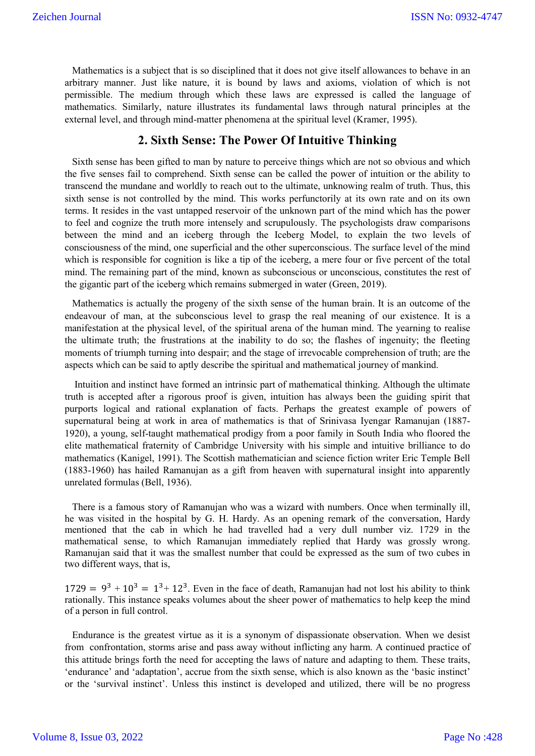Mathematics is a subject that is so disciplined that it does not give itself allowances to behave in an arbitrary manner. Just like nature, it is bound by laws and axioms, violation of which is not permissible. The medium through which these laws are expressed is called the language of mathematics. Similarly, nature illustrates its fundamental laws through natural principles at the external level, and through mind-matter phenomena at the spiritual level (Kramer, 1995).

## 2. Sixth Sense: The Power Of Intuitive Thinking

Sixth sense has been gifted to man by nature to perceive things which are not so obvious and which the five senses fail to comprehend. Sixth sense can be called the power of intuition or the ability to transcend the mundane and worldly to reach out to the ultimate, unknowing realm of truth. Thus, this sixth sense is not controlled by the mind. This works perfunctorily at its own rate and on its own terms. It resides in the vast untapped reservoir of the unknown part of the mind which has the power to feel and cognize the truth more intensely and scrupulously. The psychologists draw comparisons between the mind and an iceberg through the Iceberg Model, to explain the two levels of consciousness of the mind, one superficial and the other superconscious. The surface level of the mind which is responsible for cognition is like a tip of the iceberg, a mere four or five percent of the total mind. The remaining part of the mind, known as subconscious or unconscious, constitutes the rest of the gigantic part of the iceberg which remains submerged in water (Green, 2019).

Mathematics is actually the progeny of the sixth sense of the human brain. It is an outcome of the endeavour of man, at the subconscious level to grasp the real meaning of our existence. It is a manifestation at the physical level, of the spiritual arena of the human mind. The yearning to realise the ultimate truth; the frustrations at the inability to do so; the flashes of ingenuity; the fleeting moments of triumph turning into despair; and the stage of irrevocable comprehension of truth; are the aspects which can be said to aptly describe the spiritual and mathematical journey of mankind.

Intuition and instinct have formed an intrinsic part of mathematical thinking. Although the ultimate truth is accepted after a rigorous proof is given, intuition has always been the guiding spirit that purports logical and rational explanation of facts. Perhaps the greatest example of powers of supernatural being at work in area of mathematics is that of Srinivasa Iyengar Ramanujan (1887-1920), a young, self-taught mathematical prodigy from a poor family in South India who floored the elite mathematical fraternity of Cambridge University with his simple and intuitive brilliance to do mathematics (Kanigel, 1991). The Scottish mathematician and science fiction writer Eric Temple Bell (1883-1960) has hailed Ramanujan as a gift from heaven with supernatural insight into apparently unrelated formulas (Bell, 1936).

There is a famous story of Ramanujan who was a wizard with numbers. Once when terminally ill, he was visited in the hospital by G. H. Hardy. As an opening remark of the conversation, Hardy mentioned that the cab in which he had travelled had a very dull number viz. 1729 in the mathematical sense, to which Ramanujan immediately replied that Hardy was grossly wrong. Ramanujan said that it was the smallest number that could be expressed as the sum of two cubes in two different ways, that is,

$1729 = 9^3 + 10^3 = 1^3 + 12^3$. Even in the face of death, Ramanujan had not lost his ability to think rationally. This instance speaks volumes about the sheer power of mathematics to help keep the mind of a person in full control.

Endurance is the greatest virtue as it is a synonym of dispassionate observation. When we desist from confrontation, storms arise and pass away without inflicting any harm. A continued practice of this attitude brings forth the need for accepting the laws of nature and adapting to them. These traits, 'endurance' and 'adaptation', accrue from the sixth sense, which is also known as the 'basic instinct' or the 'survival instinct'. Unless this instinct is developed and utilized, there will be no progress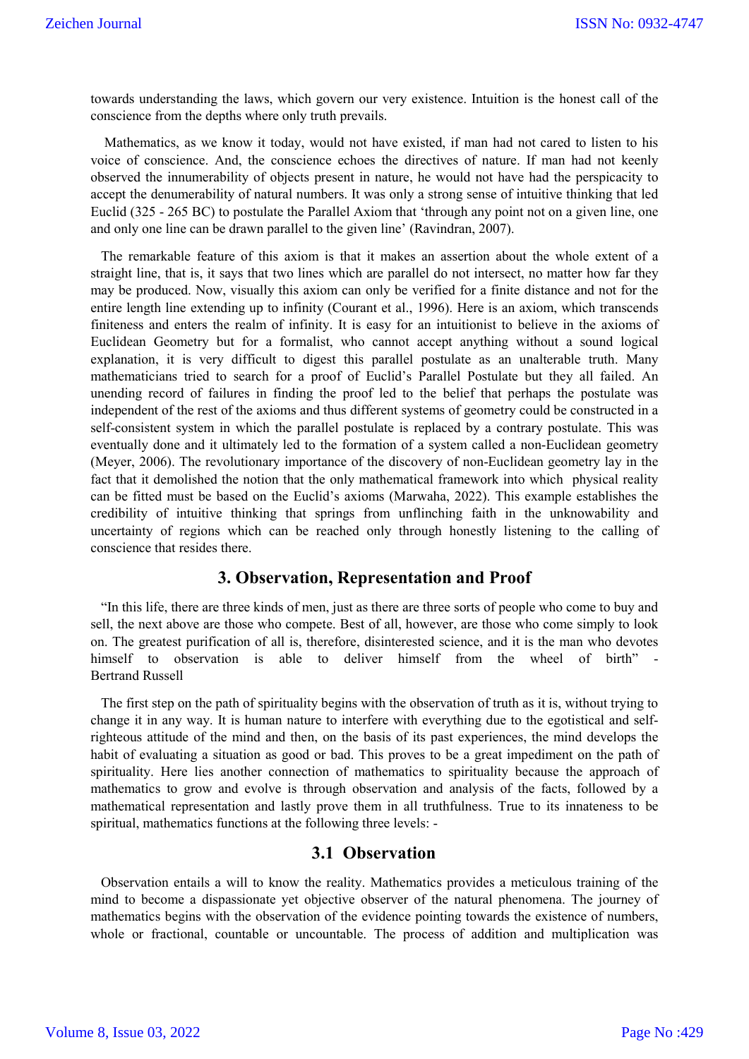towards understanding the laws, which govern our very existence. Intuition is the honest call of the conscience from the depths where only truth prevails.

Mathematics, as we know it today, would not have existed, if man had not cared to listen to his voice of conscience. And, the conscience echoes the directives of nature. If man had not keenly observed the innumerability of objects present in nature, he would not have had the perspicacity to accept the denumerability of natural numbers. It was only a strong sense of intuitive thinking that led Euclid (325 - 265 BC) to postulate the Parallel Axiom that 'through any point not on a given line, one and only one line can be drawn parallel to the given line' (Ravindran, 2007).

The remarkable feature of this axiom is that it makes an assertion about the whole extent of a straight line, that is, it says that two lines which are parallel do not intersect, no matter how far they may be produced. Now, visually this axiom can only be verified for a finite distance and not for the entire length line extending up to infinity (Courant et al., 1996). Here is an axiom, which transcends finiteness and enters the realm of infinity. It is easy for an intuitionist to believe in the axioms of Euclidean Geometry but for a formalist, who cannot accept anything without a sound logical explanation, it is very difficult to digest this parallel postulate as an unalterable truth. Many mathematicians tried to search for a proof of Euclid's Parallel Postulate but they all failed. An unending record of failures in finding the proof led to the belief that perhaps the postulate was independent of the rest of the axioms and thus different systems of geometry could be constructed in a self-consistent system in which the parallel postulate is replaced by a contrary postulate. This was eventually done and it ultimately led to the formation of a system called a non-Euclidean geometry (Meyer, 2006). The revolutionary importance of the discovery of non-Euclidean geometry lay in the fact that it demolished the notion that the only mathematical framework into which physical reality can be fitted must be based on the Euclid's axioms (Marwaha, 2022). This example establishes the credibility of intuitive thinking that springs from unflinching faith in the unknowability and uncertainty of regions which can be reached only through honestly listening to the calling of conscience that resides there.

## 3. Observation, Representation and Proof

"In this life, there are three kinds of men, just as there are three sorts of people who come to buy and sell, the next above are those who compete. Best of all, however, are those who come simply to look on. The greatest purification of all is, therefore, disinterested science, and it is the man who devotes himself to observation is able to deliver himself from the wheel of birth" - Bertrand Russell

The first step on the path of spirituality begins with the observation of truth as it is, without trying to change it in any way. It is human nature to interfere with everything due to the egotistical and self-righteous attitude of the mind and then, on the basis of its past experiences, the mind develops the habit of evaluating a situation as good or bad. This proves to be a great impediment on the path of spirituality. Here lies another connection of mathematics to spirituality because the approach of mathematics to grow and evolve is through observation and analysis of the facts, followed by a mathematical representation and lastly prove them in all truthfulness. True to its innateness to be spiritual, mathematics functions at the following three levels: -

### 3.1 Observation

Observation entails a will to know the reality. Mathematics provides a meticulous training of the mind to become a dispassionate yet objective observer of the natural phenomena. The journey of mathematics begins with the observation of the evidence pointing towards the existence of numbers, whole or fractional, countable or uncountable. The process of addition and multiplication was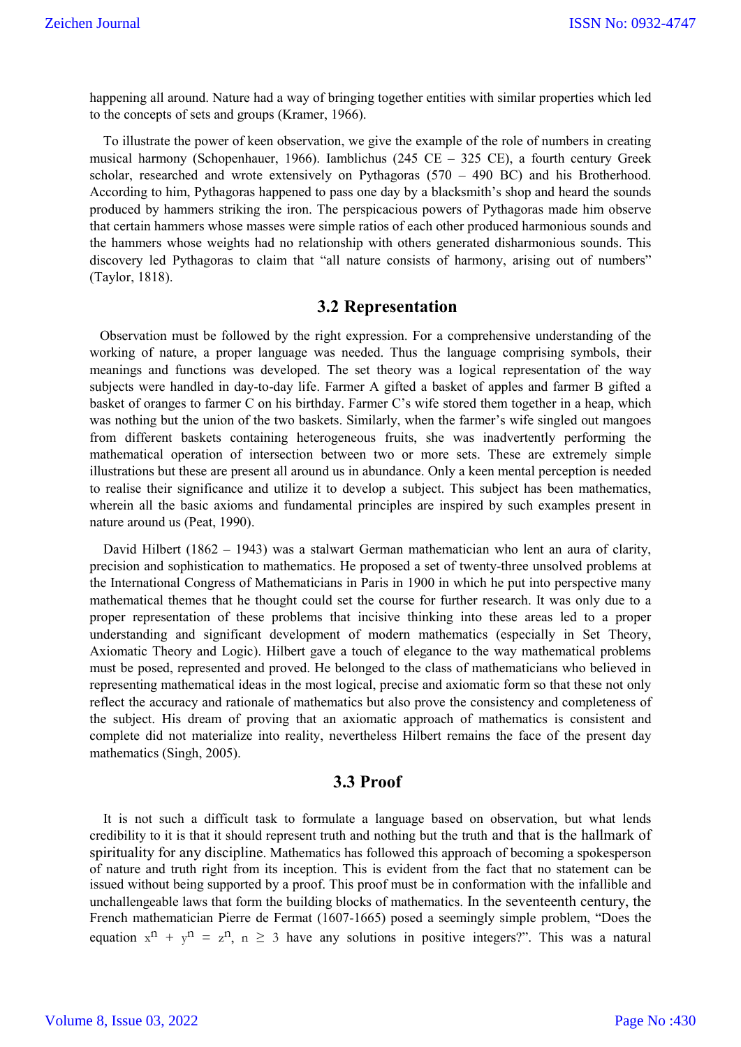happening all around. Nature had a way of bringing together entities with similar properties which led to the concepts of sets and groups (Kramer, 1966).

To illustrate the power of keen observation, we give the example of the role of numbers in creating musical harmony (Schopenhauer, 1966). Iamblichus (245 CE – 325 CE), a fourth century Greek scholar, researched and wrote extensively on Pythagoras (570 – 490 BC) and his Brotherhood. According to him, Pythagoras happened to pass one day by a blacksmith's shop and heard the sounds produced by hammers striking the iron. The perspicacious powers of Pythagoras made him observe that certain hammers whose masses were simple ratios of each other produced harmonious sounds and the hammers whose weights had no relationship with others generated disharmonious sounds. This discovery led Pythagoras to claim that "all nature consists of harmony, arising out of numbers" (Taylor, 1818).

## 3.2 Representation

Observation must be followed by the right expression. For a comprehensive understanding of the working of nature, a proper language was needed. Thus the language comprising symbols, their meanings and functions was developed. The set theory was a logical representation of the way subjects were handled in day-to-day life. Farmer A gifted a basket of apples and farmer B gifted a basket of oranges to farmer C on his birthday. Farmer C's wife stored them together in a heap, which was nothing but the union of the two baskets. Similarly, when the farmer's wife singled out mangoes from different baskets containing heterogeneous fruits, she was inadvertently performing the mathematical operation of intersection between two or more sets. These are extremely simple illustrations but these are present all around us in abundance. Only a keen mental perception is needed to realise their significance and utilize it to develop a subject. This subject has been mathematics, wherein all the basic axioms and fundamental principles are inspired by such examples present in nature around us (Peat, 1990).

David Hilbert (1862 – 1943) was a stalwart German mathematician who lent an aura of clarity, precision and sophistication to mathematics. He proposed a set of twenty-three unsolved problems at the International Congress of Mathematicians in Paris in 1900 in which he put into perspective many mathematical themes that he thought could set the course for further research. It was only due to a proper representation of these problems that incisive thinking into these areas led to a proper understanding and significant development of modern mathematics (especially in Set Theory, Axiomatic Theory and Logic). Hilbert gave a touch of elegance to the way mathematical problems must be posed, represented and proved. He belonged to the class of mathematicians who believed in representing mathematical ideas in the most logical, precise and axiomatic form so that these not only reflect the accuracy and rationale of mathematics but also prove the consistency and completeness of the subject. His dream of proving that an axiomatic approach of mathematics is consistent and complete did not materialize into reality, nevertheless Hilbert remains the face of the present day mathematics (Singh, 2005).

## 3.3 Proof

It is not such a difficult task to formulate a language based on observation, but what lends credibility to it is that it should represent truth and nothing but the truth and that is the hallmark of spirituality for any discipline. Mathematics has followed this approach of becoming a spokesperson of nature and truth right from its inception. This is evident from the fact that no statement can be issued without being supported by a proof. This proof must be in conformation with the infallible and unchallengeable laws that form the building blocks of mathematics. In the seventeenth century, the French mathematician Pierre de Fermat (1607-1665) posed a seemingly simple problem, "Does the equation $x^n + y^n = z^n$, $n \geq 3$ have any solutions in positive integers?". This was a natural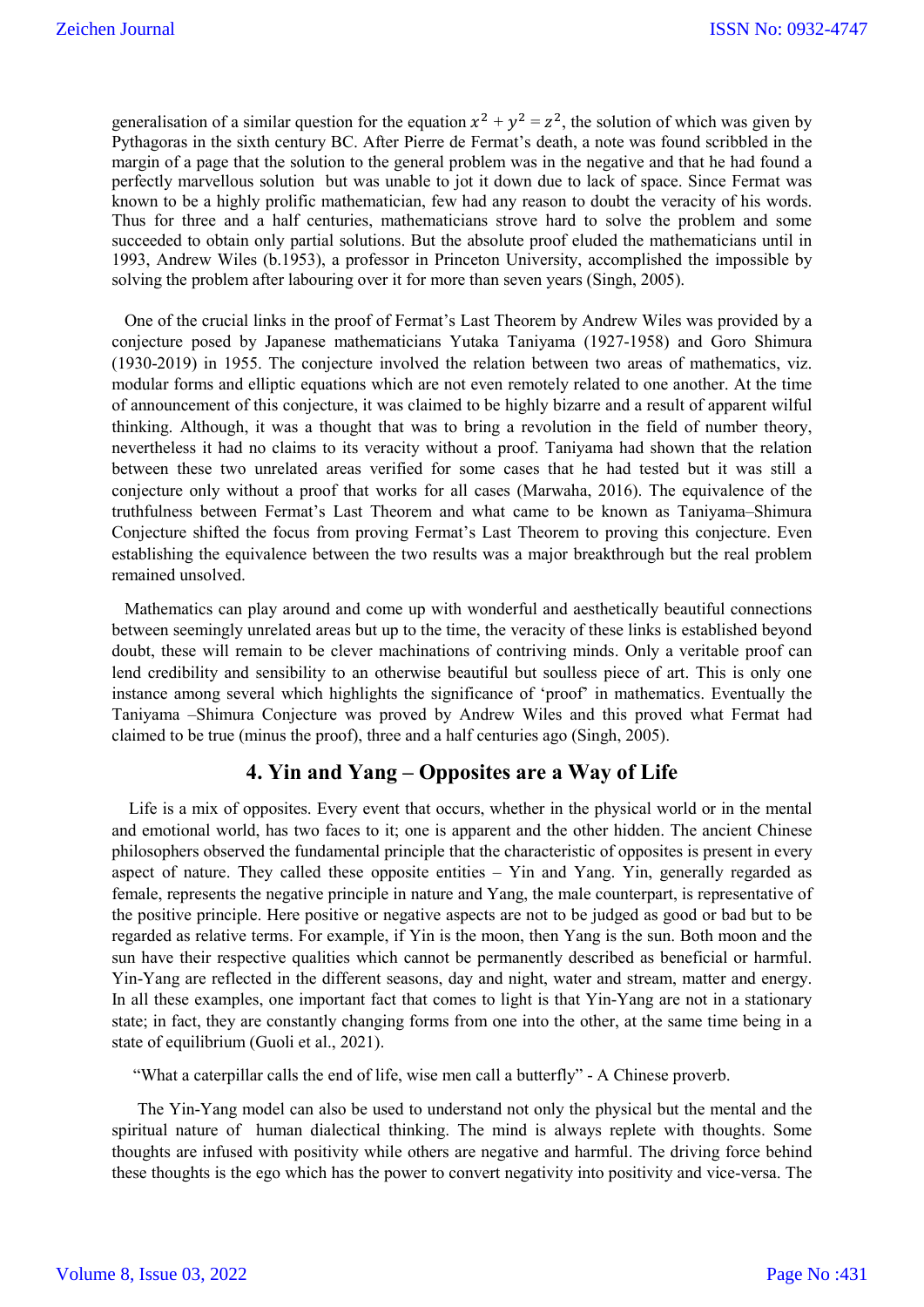generalisation of a similar question for the equation $x^2 + y^2 = z^2$, the solution of which was given by Pythagoras in the sixth century BC. After Pierre de Fermat's death, a note was found scribbled in the margin of a page that the solution to the general problem was in the negative and that he had found a perfectly marvellous solution but was unable to jot it down due to lack of space. Since Fermat was known to be a highly prolific mathematician, few had any reason to doubt the veracity of his words. Thus for three and a half centuries, mathematicians strove hard to solve the problem and some succeeded to obtain only partial solutions. But the absolute proof eluded the mathematicians until in 1993, Andrew Wiles (b.1953), a professor in Princeton University, accomplished the impossible by solving the problem after labouring over it for more than seven years (Singh, 2005).

One of the crucial links in the proof of Fermat's Last Theorem by Andrew Wiles was provided by a conjecture posed by Japanese mathematicians Yutaka Taniyama (1927-1958) and Goro Shimura (1930-2019) in 1955. The conjecture involved the relation between two areas of mathematics, viz. modular forms and elliptic equations which are not even remotely related to one another. At the time of announcement of this conjecture, it was claimed to be highly bizarre and a result of apparent wilful thinking. Although, it was a thought that was to bring a revolution in the field of number theory, nevertheless it had no claims to its veracity without a proof. Taniyama had shown that the relation between these two unrelated areas verified for some cases that he had tested but it was still a conjecture only without a proof that works for all cases (Marwaha, 2016). The equivalence of the truthfulness between Fermat's Last Theorem and what came to be known as Taniyama–Shimura Conjecture shifted the focus from proving Fermat's Last Theorem to proving this conjecture. Even establishing the equivalence between the two results was a major breakthrough but the real problem remained unsolved.

Mathematics can play around and come up with wonderful and aesthetically beautiful connections between seemingly unrelated areas but up to the time, the veracity of these links is established beyond doubt, these will remain to be clever machinations of contriving minds. Only a veritable proof can lend credibility and sensibility to an otherwise beautiful but soulless piece of art. This is only one instance among several which highlights the significance of 'proof' in mathematics. Eventually the Taniyama –Shimura Conjecture was proved by Andrew Wiles and this proved what Fermat had claimed to be true (minus the proof), three and a half centuries ago (Singh, 2005).

## 4. Yin and Yang – Opposites are a Way of Life

Life is a mix of opposites. Every event that occurs, whether in the physical world or in the mental and emotional world, has two faces to it; one is apparent and the other hidden. The ancient Chinese philosophers observed the fundamental principle that the characteristic of opposites is present in every aspect of nature. They called these opposite entities – Yin and Yang. Yin, generally regarded as female, represents the negative principle in nature and Yang, the male counterpart, is representative of the positive principle. Here positive or negative aspects are not to be judged as good or bad but to be regarded as relative terms. For example, if Yin is the moon, then Yang is the sun. Both moon and the sun have their respective qualities which cannot be permanently described as beneficial or harmful. Yin-Yang are reflected in the different seasons, day and night, water and stream, matter and energy. In all these examples, one important fact that comes to light is that Yin-Yang are not in a stationary state; in fact, they are constantly changing forms from one into the other, at the same time being in a state of equilibrium (Guoli et al., 2021).

"What a caterpillar calls the end of life, wise men call a butterfly" - A Chinese proverb.

The Yin-Yang model can also be used to understand not only the physical but the mental and the spiritual nature of human dialectical thinking. The mind is always replete with thoughts. Some thoughts are infused with positivity while others are negative and harmful. The driving force behind these thoughts is the ego which has the power to convert negativity into positivity and vice-versa. The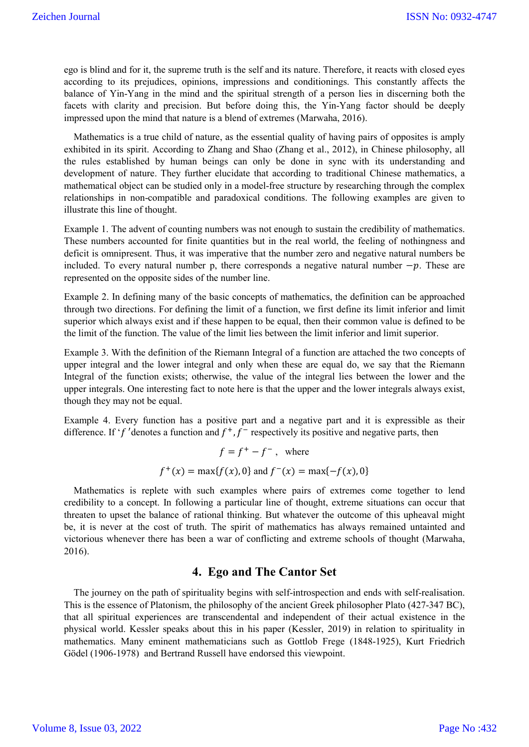ego is blind and for it, the supreme truth is the self and its nature. Therefore, it reacts with closed eyes according to its prejudices, opinions, impressions and conditionings. This constantly affects the balance of Yin-Yang in the mind and the spiritual strength of a person lies in discerning both the facets with clarity and precision. But before doing this, the Yin-Yang factor should be deeply impressed upon the mind that nature is a blend of extremes (Marwaha, 2016).

Mathematics is a true child of nature, as the essential quality of having pairs of opposites is amply exhibited in its spirit. According to Zhang and Shao (Zhang et al., 2012), in Chinese philosophy, all the rules established by human beings can only be done in sync with its understanding and development of nature. They further elucidate that according to traditional Chinese mathematics, a mathematical object can be studied only in a model-free structure by researching through the complex relationships in non-compatible and paradoxical conditions. The following examples are given to illustrate this line of thought.

Example 1. The advent of counting numbers was not enough to sustain the credibility of mathematics. These numbers accounted for finite quantities but in the real world, the feeling of nothingness and deficit is omnipresent. Thus, it was imperative that the number zero and negative natural numbers be included. To every natural number p, there corresponds a negative natural number $-p$. These are represented on the opposite sides of the number line.

Example 2. In defining many of the basic concepts of mathematics, the definition can be approached through two directions. For defining the limit of a function, we first define its limit inferior and limit superior which always exist and if these happen to be equal, then their common value is defined to be the limit of the function. The value of the limit lies between the limit inferior and limit superior.

Example 3. With the definition of the Riemann Integral of a function are attached the two concepts of upper integral and the lower integral and only when these are equal do, we say that the Riemann Integral of the function exists; otherwise, the value of the integral lies between the lower and the upper integrals. One interesting fact to note here is that the upper and the lower integrals always exist, though they may not be equal.

Example 4. Every function has a positive part and a negative part and it is expressible as their difference. If '$f$ 'denotes a function and $f^+, f^-$ respectively its positive and negative parts, then

$$f = f^+ - f^- , \quad \text{where}$$

$$f^+(x) = \max\{f(x), 0\} \text{ and } f^-(x) = \max\{-f(x), 0\}$$

Mathematics is replete with such examples where pairs of extremes come together to lend credibility to a concept. In following a particular line of thought, extreme situations can occur that threaten to upset the balance of rational thinking. But whatever the outcome of this upheaval might be, it is never at the cost of truth. The spirit of mathematics has always remained untainted and victorious whenever there has been a war of conflicting and extreme schools of thought (Marwaha, 2016).

## 4. Ego and The Cantor Set

The journey on the path of spirituality begins with self-introspection and ends with self-realisation. This is the essence of Platonism, the philosophy of the ancient Greek philosopher Plato (427-347 BC), that all spiritual experiences are transcendental and independent of their actual existence in the physical world. Kessler speaks about this in his paper (Kessler, 2019) in relation to spirituality in mathematics. Many eminent mathematicians such as Gottlob Frege (1848-1925), Kurt Friedrich Gödel (1906-1978) and Bertrand Russell have endorsed this viewpoint.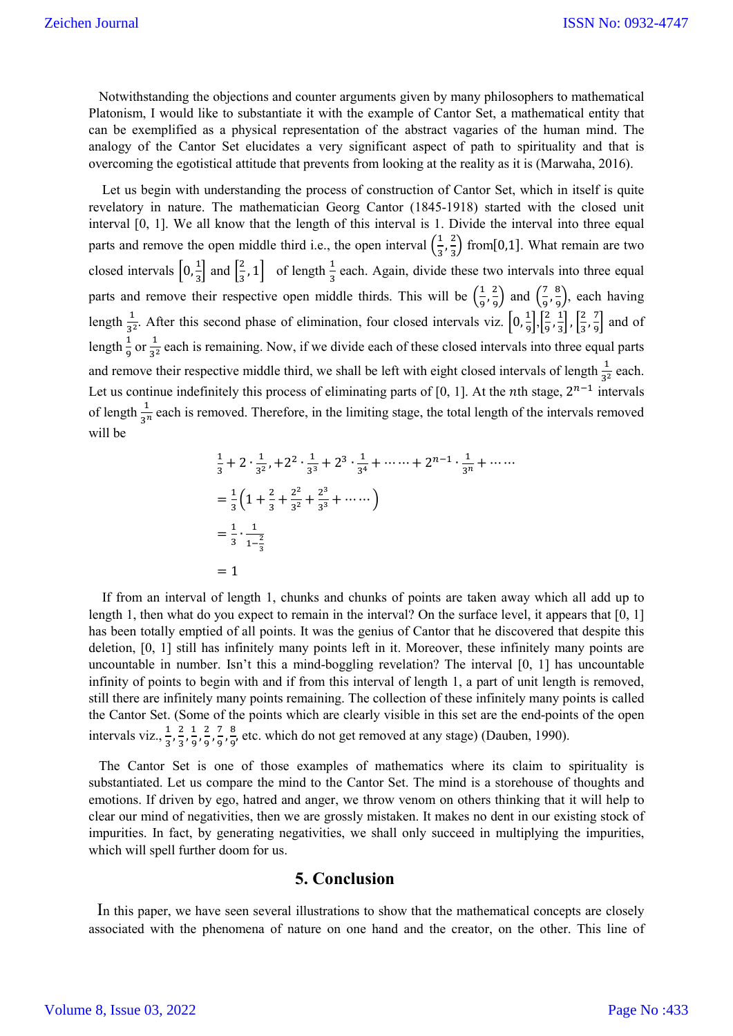Notwithstanding the objections and counter arguments given by many philosophers to mathematical Platonism, I would like to substantiate it with the example of Cantor Set, a mathematical entity that can be exemplified as a physical representation of the abstract vagaries of the human mind. The analogy of the Cantor Set elucidates a very significant aspect of path to spirituality and that is overcoming the egotistical attitude that prevents from looking at the reality as it is (Marwaha, 2016).

Let us begin with understanding the process of construction of Cantor Set, which in itself is quite revelatory in nature. The mathematician Georg Cantor (1845-1918) started with the closed unit interval [0, 1]. We all know that the length of this interval is 1. Divide the interval into three equal parts and remove the open middle third i.e., the open interval $\left(\frac{1}{3}, \frac{2}{3}\right)$ from[0,1]. What remain are two closed intervals $\left[0, \frac{1}{3}\right]$ and $\left[\frac{2}{3}, 1\right]$ of length $\frac{1}{3}$ each. Again, divide these two intervals into three equal parts and remove their respective open middle thirds. This will be $\left(\frac{1}{9}, \frac{2}{9}\right)$ and $\left(\frac{7}{9}, \frac{8}{9}\right)$, each having length $\frac{1}{3^2}$. After this second phase of elimination, four closed intervals viz. $\left[0, \frac{1}{9}\right], \left[\frac{2}{9}, \frac{1}{3}\right], \left[\frac{2}{3}, \frac{7}{9}\right]$ and of length $\frac{1}{9}$ or $\frac{1}{3^2}$ each is remaining. Now, if we divide each of these closed intervals into three equal parts and remove their respective middle third, we shall be left with eight closed intervals of length $\frac{1}{3^2}$ each. Let us continue indefinitely this process of eliminating parts of [0, 1]. At the $n$th stage, $2^{n-1}$ intervals of length $\frac{1}{3^n}$ each is removed. Therefore, in the limiting stage, the total length of the intervals removed will be

$$\frac{1}{3} + 2 \cdot \frac{1}{3^2}, +2^2 \cdot \frac{1}{3^3} + 2^3 \cdot \frac{1}{3^4} + \cdots\cdots + 2^{n-1} \cdot \frac{1}{3^n} + \cdots\cdots$$

$$= \frac{1}{3}\left(1 + \frac{2}{3} + \frac{2^2}{3^2} + \frac{2^3}{3^3} + \cdots\cdots\right)$$

$$= \frac{1}{3} \cdot \frac{1}{1 - \frac{2}{3}}$$

$$= 1$$

If from an interval of length 1, chunks and chunks of points are taken away which all add up to length 1, then what do you expect to remain in the interval? On the surface level, it appears that [0, 1] has been totally emptied of all points. It was the genius of Cantor that he discovered that despite this deletion, [0, 1] still has infinitely many points left in it. Moreover, these infinitely many points are uncountable in number. Isn't this a mind-boggling revelation? The interval [0, 1] has uncountable infinity of points to begin with and if from this interval of length 1, a part of unit length is removed, still there are infinitely many points remaining. The collection of these infinitely many points is called the Cantor Set. (Some of the points which are clearly visible in this set are the end-points of the open intervals viz., $\frac{1}{3}, \frac{2}{3}, \frac{1}{9}, \frac{2}{9}, \frac{7}{9}, \frac{8}{9}$, etc. which do not get removed at any stage) (Dauben, 1990).

The Cantor Set is one of those examples of mathematics where its claim to spirituality is substantiated. Let us compare the mind to the Cantor Set. The mind is a storehouse of thoughts and emotions. If driven by ego, hatred and anger, we throw venom on others thinking that it will help to clear our mind of negativities, then we are grossly mistaken. It makes no dent in our existing stock of impurities. In fact, by generating negativities, we shall only succeed in multiplying the impurities, which will spell further doom for us.

## 5. Conclusion

In this paper, we have seen several illustrations to show that the mathematical concepts are closely associated with the phenomena of nature on one hand and the creator, on the other. This line of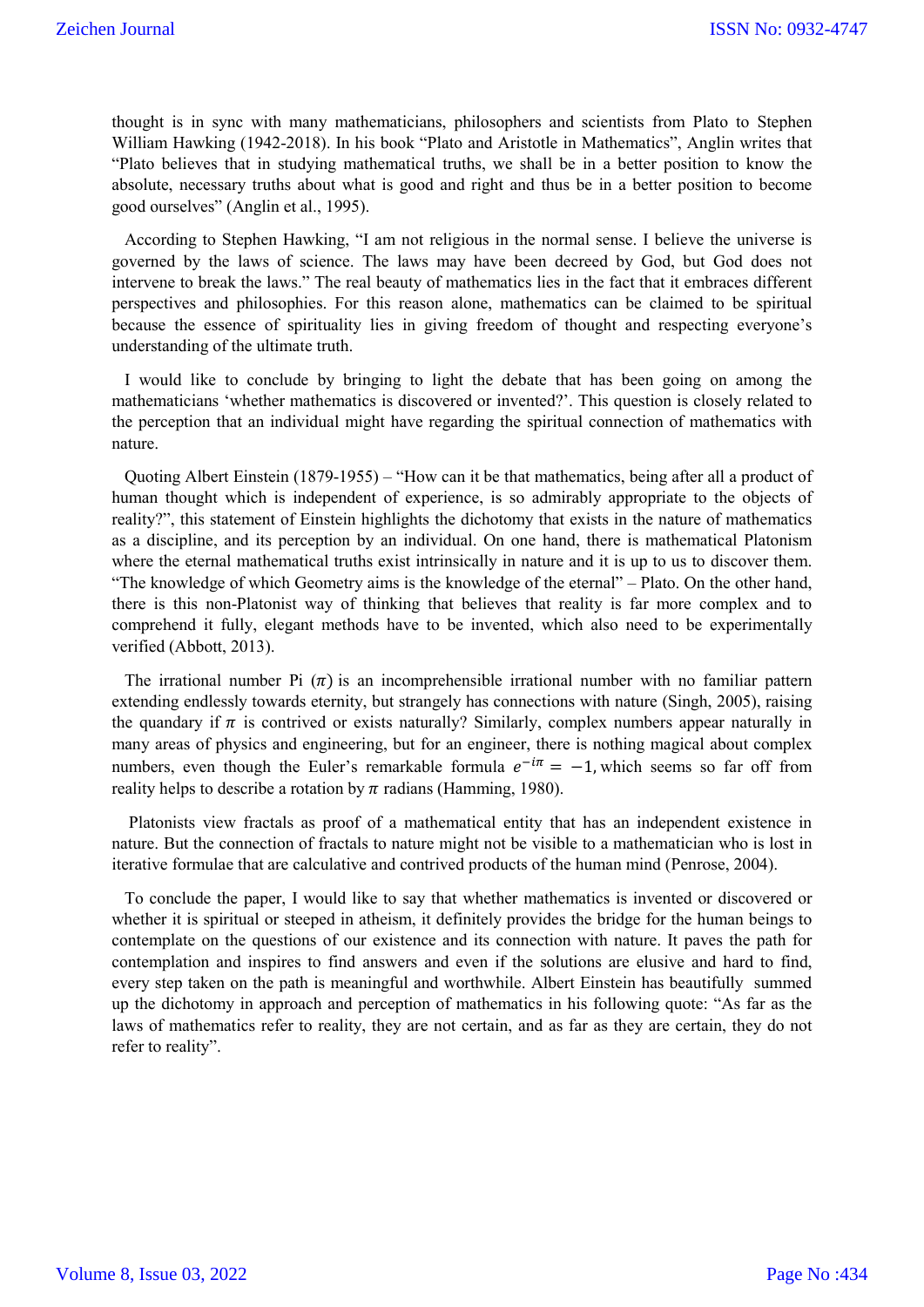thought is in sync with many mathematicians, philosophers and scientists from Plato to Stephen William Hawking (1942-2018). In his book "Plato and Aristotle in Mathematics", Anglin writes that "Plato believes that in studying mathematical truths, we shall be in a better position to know the absolute, necessary truths about what is good and right and thus be in a better position to become good ourselves" (Anglin et al., 1995).

According to Stephen Hawking, "I am not religious in the normal sense. I believe the universe is governed by the laws of science. The laws may have been decreed by God, but God does not intervene to break the laws." The real beauty of mathematics lies in the fact that it embraces different perspectives and philosophies. For this reason alone, mathematics can be claimed to be spiritual because the essence of spirituality lies in giving freedom of thought and respecting everyone's understanding of the ultimate truth.

I would like to conclude by bringing to light the debate that has been going on among the mathematicians 'whether mathematics is discovered or invented?'. This question is closely related to the perception that an individual might have regarding the spiritual connection of mathematics with nature.

Quoting Albert Einstein (1879-1955) – "How can it be that mathematics, being after all a product of human thought which is independent of experience, is so admirably appropriate to the objects of reality?", this statement of Einstein highlights the dichotomy that exists in the nature of mathematics as a discipline, and its perception by an individual. On one hand, there is mathematical Platonism where the eternal mathematical truths exist intrinsically in nature and it is up to us to discover them. "The knowledge of which Geometry aims is the knowledge of the eternal" – Plato. On the other hand, there is this non-Platonist way of thinking that believes that reality is far more complex and to comprehend it fully, elegant methods have to be invented, which also need to be experimentally verified (Abbott, 2013).

The irrational number Pi ($\pi$) is an incomprehensible irrational number with no familiar pattern extending endlessly towards eternity, but strangely has connections with nature (Singh, 2005), raising the quandary if $\pi$ is contrived or exists naturally? Similarly, complex numbers appear naturally in many areas of physics and engineering, but for an engineer, there is nothing magical about complex numbers, even though the Euler's remarkable formula $e^{-i\pi} = -1$, which seems so far off from reality helps to describe a rotation by $\pi$ radians (Hamming, 1980).

Platonists view fractals as proof of a mathematical entity that has an independent existence in nature. But the connection of fractals to nature might not be visible to a mathematician who is lost in iterative formulae that are calculative and contrived products of the human mind (Penrose, 2004).

To conclude the paper, I would like to say that whether mathematics is invented or discovered or whether it is spiritual or steeped in atheism, it definitely provides the bridge for the human beings to contemplate on the questions of our existence and its connection with nature. It paves the path for contemplation and inspires to find answers and even if the solutions are elusive and hard to find, every step taken on the path is meaningful and worthwhile. Albert Einstein has beautifully summed up the dichotomy in approach and perception of mathematics in his following quote: "As far as the laws of mathematics refer to reality, they are not certain, and as far as they are certain, they do not refer to reality".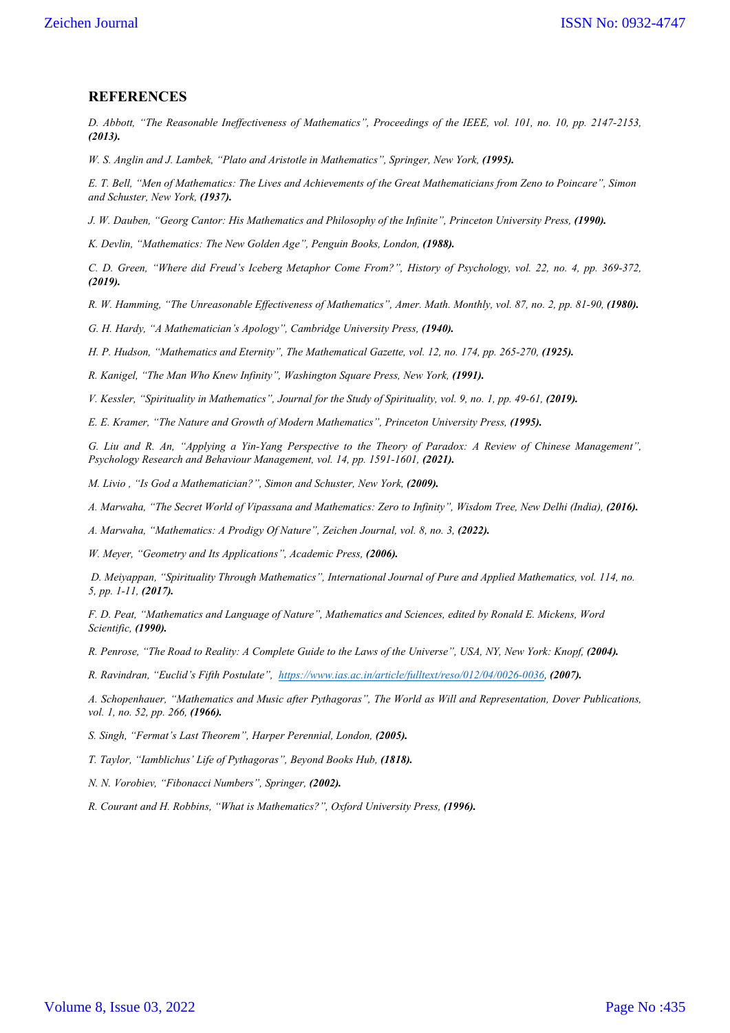## REFERENCES

*D. Abbott, "The Reasonable Ineffectiveness of Mathematics", Proceedings of the IEEE, vol. 101, no. 10, pp. 2147-2153,* ***(2013).***

*W. S. Anglin and J. Lambek, "Plato and Aristotle in Mathematics", Springer, New York,* ***(1995).***

*E. T. Bell, "Men of Mathematics: The Lives and Achievements of the Great Mathematicians from Zeno to Poincare", Simon and Schuster, New York,* ***(1937).***

*J. W. Dauben, "Georg Cantor: His Mathematics and Philosophy of the Infinite", Princeton University Press,* ***(1990).***

*K. Devlin, "Mathematics: The New Golden Age", Penguin Books, London,* ***(1988).***

*C. D. Green, "Where did Freud's Iceberg Metaphor Come From?", History of Psychology, vol. 22, no. 4, pp. 369-372,* ***(2019).***

*R. W. Hamming, "The Unreasonable Effectiveness of Mathematics", Amer. Math. Monthly, vol. 87, no. 2, pp. 81-90,* ***(1980).***

*G. H. Hardy, "A Mathematician's Apology", Cambridge University Press,* ***(1940).***

*H. P. Hudson, "Mathematics and Eternity", The Mathematical Gazette, vol. 12, no. 174, pp. 265-270,* ***(1925).***

*R. Kanigel, "The Man Who Knew Infinity", Washington Square Press, New York,* ***(1991).***

*V. Kessler, "Spirituality in Mathematics", Journal for the Study of Spirituality, vol. 9, no. 1, pp. 49-61,* ***(2019).***

*E. E. Kramer, "The Nature and Growth of Modern Mathematics", Princeton University Press,* ***(1995).***

*G. Liu and R. An, "Applying a Yin-Yang Perspective to the Theory of Paradox: A Review of Chinese Management", Psychology Research and Behaviour Management, vol. 14, pp. 1591-1601,* ***(2021).***

*M. Livio , "Is God a Mathematician?", Simon and Schuster, New York,* ***(2009).***

*A. Marwaha, "The Secret World of Vipassana and Mathematics: Zero to Infinity", Wisdom Tree, New Delhi (India),* ***(2016).***

*A. Marwaha, "Mathematics: A Prodigy Of Nature", Zeichen Journal, vol. 8, no. 3,* ***(2022).***

*W. Meyer, "Geometry and Its Applications", Academic Press,* ***(2006).***

*D. Meiyappan, "Spirituality Through Mathematics", International Journal of Pure and Applied Mathematics, vol. 114, no. 5, pp. 1-11,* ***(2017).***

*F. D. Peat, "Mathematics and Language of Nature", Mathematics and Sciences, edited by Ronald E. Mickens, Word Scientific,* ***(1990).***

*R. Penrose, "The Road to Reality: A Complete Guide to the Laws of the Universe", USA, NY, New York: Knopf,* ***(2004).***

*R. Ravindran, "Euclid's Fifth Postulate", https://www.ias.ac.in/article/fulltext/reso/012/04/0026-0036,* ***(2007).***

*A. Schopenhauer, "Mathematics and Music after Pythagoras", The World as Will and Representation, Dover Publications, vol. 1, no. 52, pp. 266,* ***(1966).***

*S. Singh, "Fermat's Last Theorem", Harper Perennial, London,* ***(2005).***

*T. Taylor, "Iamblichus' Life of Pythagoras", Beyond Books Hub,* ***(1818).***

*N. N. Vorobiev, "Fibonacci Numbers", Springer,* ***(2002).***

*R. Courant and H. Robbins, "What is Mathematics?", Oxford University Press,* ***(1996).***